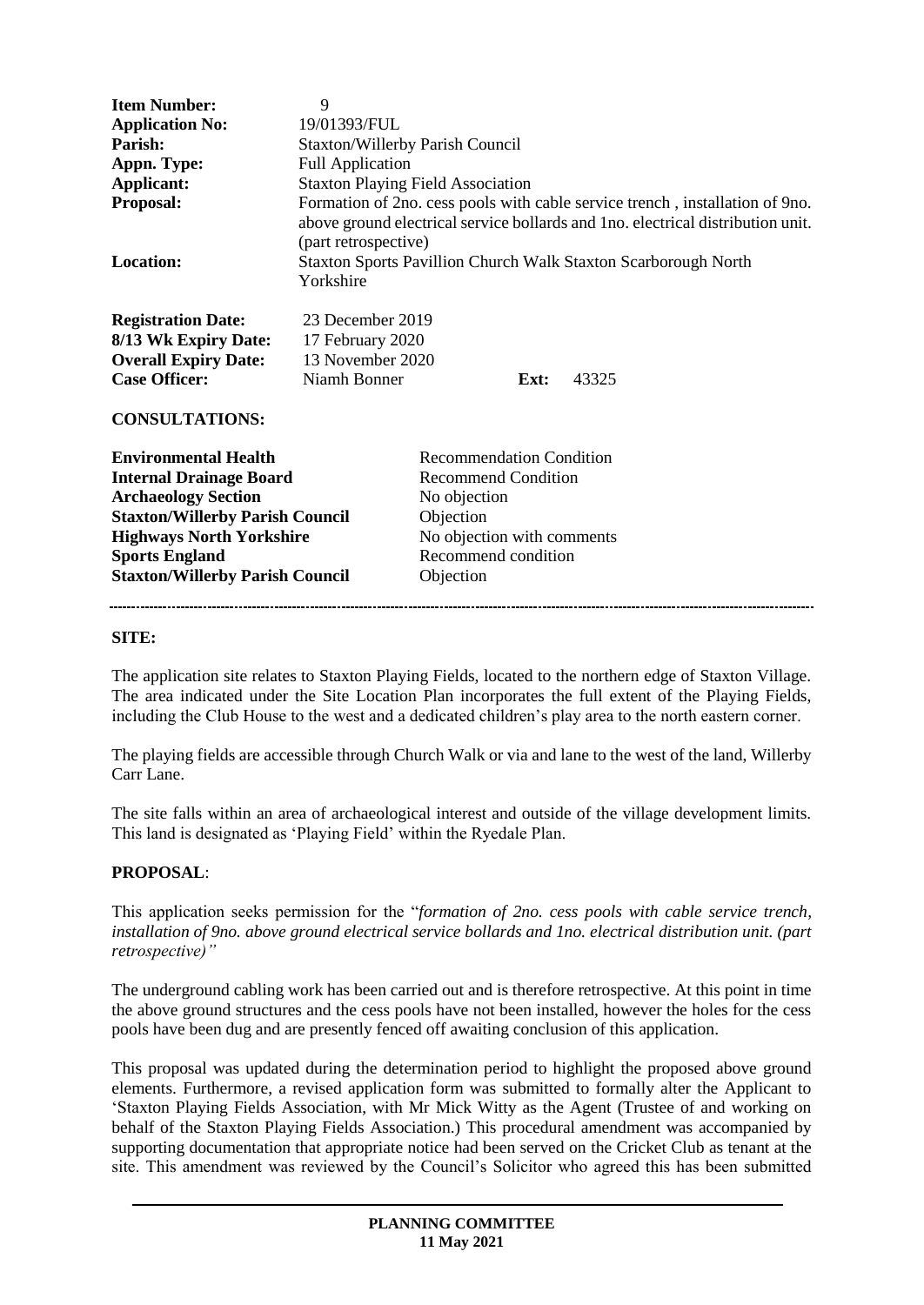| | |
|---|---|
| **Item Number:** | 9 |
| **Application No:** | 19/01393/FUL |
| **Parish:** | Staxton/Willerby Parish Council |
| **Appn. Type:** | Full Application |
| **Applicant:** | Staxton Playing Field Association |
| **Proposal:** | Formation of 2no. cess pools with cable service trench , installation of 9no. above ground electrical service bollards and 1no. electrical distribution unit. (part retrospective) |
| **Location:** | Staxton Sports Pavillion Church Walk Staxton Scarborough North Yorkshire |

| | | | |
|---|---|---|---|
| **Registration Date:** | 23 December 2019 | | |
| **8/13 Wk Expiry Date:** | 17 February 2020 | | |
| **Overall Expiry Date:** | 13 November 2020 | | |
| **Case Officer:** | Niamh Bonner | **Ext:** | 43325 |

**CONSULTATIONS:**

| | |
|---|---|
| **Environmental Health** | Recommendation Condition |
| **Internal Drainage Board** | Recommend Condition |
| **Archaeology Section** | No objection |
| **Staxton/Willerby Parish Council** | Objection |
| **Highways North Yorkshire** | No objection with comments |
| **Sports England** | Recommend condition |
| **Staxton/Willerby Parish Council** | Objection |

---

**SITE:**

The application site relates to Staxton Playing Fields, located to the northern edge of Staxton Village. The area indicated under the Site Location Plan incorporates the full extent of the Playing Fields, including the Club House to the west and a dedicated children's play area to the north eastern corner.

The playing fields are accessible through Church Walk or via and lane to the west of the land, Willerby Carr Lane.

The site falls within an area of archaeological interest and outside of the village development limits. This land is designated as 'Playing Field' within the Ryedale Plan.

**PROPOSAL**:

This application seeks permission for the "*formation of 2no. cess pools with cable service trench, installation of 9no. above ground electrical service bollards and 1no. electrical distribution unit. (part retrospective)"*

The underground cabling work has been carried out and is therefore retrospective. At this point in time the above ground structures and the cess pools have not been installed, however the holes for the cess pools have been dug and are presently fenced off awaiting conclusion of this application.

This proposal was updated during the determination period to highlight the proposed above ground elements. Furthermore, a revised application form was submitted to formally alter the Applicant to 'Staxton Playing Fields Association, with Mr Mick Witty as the Agent (Trustee of and working on behalf of the Staxton Playing Fields Association.) This procedural amendment was accompanied by supporting documentation that appropriate notice had been served on the Cricket Club as tenant at the site. This amendment was reviewed by the Council's Solicitor who agreed this has been submitted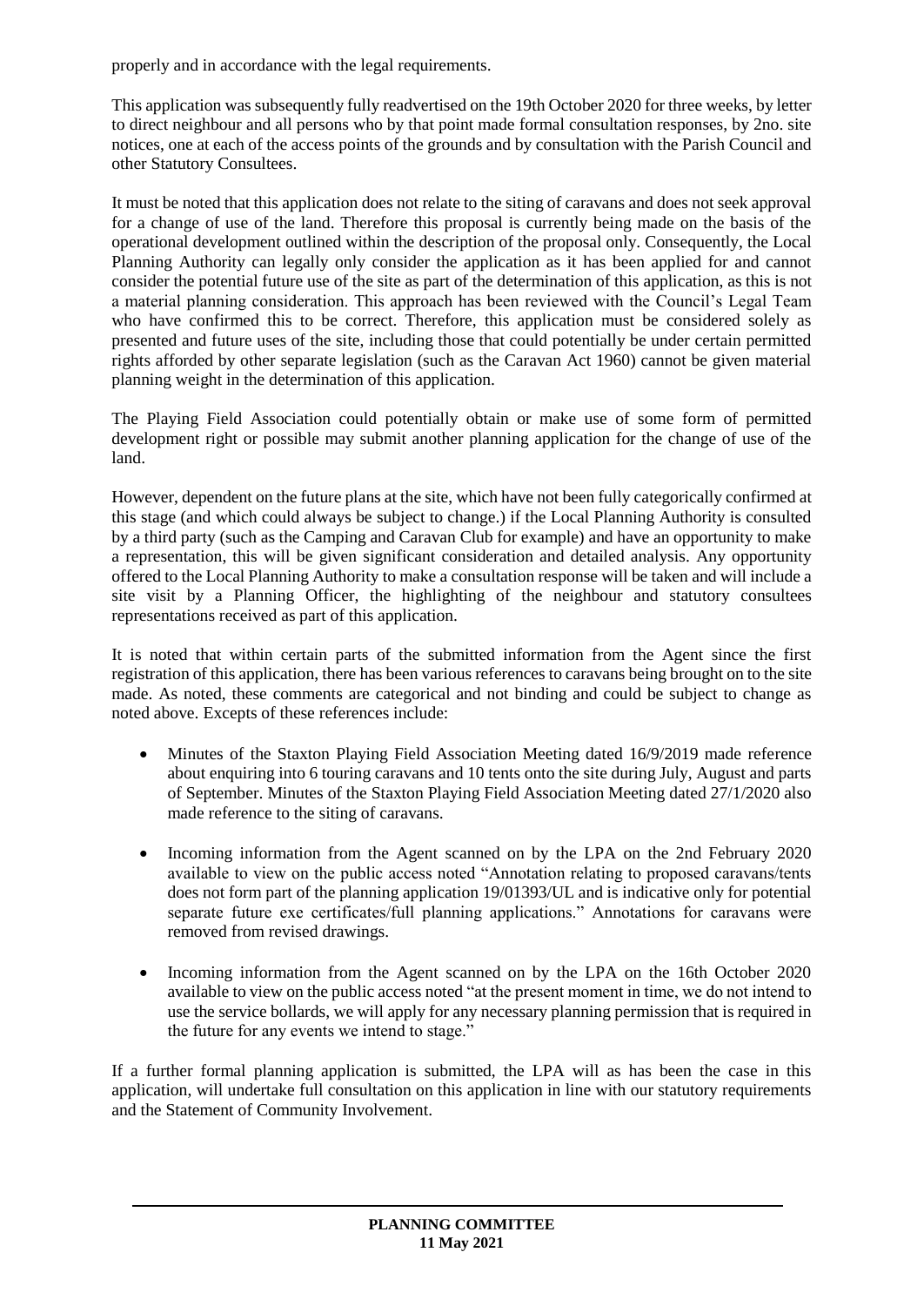properly and in accordance with the legal requirements.

This application was subsequently fully readvertised on the 19th October 2020 for three weeks, by letter to direct neighbour and all persons who by that point made formal consultation responses, by 2no. site notices, one at each of the access points of the grounds and by consultation with the Parish Council and other Statutory Consultees.

It must be noted that this application does not relate to the siting of caravans and does not seek approval for a change of use of the land. Therefore this proposal is currently being made on the basis of the operational development outlined within the description of the proposal only. Consequently, the Local Planning Authority can legally only consider the application as it has been applied for and cannot consider the potential future use of the site as part of the determination of this application, as this is not a material planning consideration. This approach has been reviewed with the Council's Legal Team who have confirmed this to be correct. Therefore, this application must be considered solely as presented and future uses of the site, including those that could potentially be under certain permitted rights afforded by other separate legislation (such as the Caravan Act 1960) cannot be given material planning weight in the determination of this application.

The Playing Field Association could potentially obtain or make use of some form of permitted development right or possible may submit another planning application for the change of use of the land.

However, dependent on the future plans at the site, which have not been fully categorically confirmed at this stage (and which could always be subject to change.) if the Local Planning Authority is consulted by a third party (such as the Camping and Caravan Club for example) and have an opportunity to make a representation, this will be given significant consideration and detailed analysis. Any opportunity offered to the Local Planning Authority to make a consultation response will be taken and will include a site visit by a Planning Officer, the highlighting of the neighbour and statutory consultees representations received as part of this application.

It is noted that within certain parts of the submitted information from the Agent since the first registration of this application, there has been various references to caravans being brought on to the site made. As noted, these comments are categorical and not binding and could be subject to change as noted above. Excepts of these references include:

- Minutes of the Staxton Playing Field Association Meeting dated 16/9/2019 made reference about enquiring into 6 touring caravans and 10 tents onto the site during July, August and parts of September. Minutes of the Staxton Playing Field Association Meeting dated 27/1/2020 also made reference to the siting of caravans.
- Incoming information from the Agent scanned on by the LPA on the 2nd February 2020 available to view on the public access noted "Annotation relating to proposed caravans/tents does not form part of the planning application 19/01393/UL and is indicative only for potential separate future exe certificates/full planning applications." Annotations for caravans were removed from revised drawings.
- Incoming information from the Agent scanned on by the LPA on the 16th October 2020 available to view on the public access noted "at the present moment in time, we do not intend to use the service bollards, we will apply for any necessary planning permission that is required in the future for any events we intend to stage."

If a further formal planning application is submitted, the LPA will as has been the case in this application, will undertake full consultation on this application in line with our statutory requirements and the Statement of Community Involvement.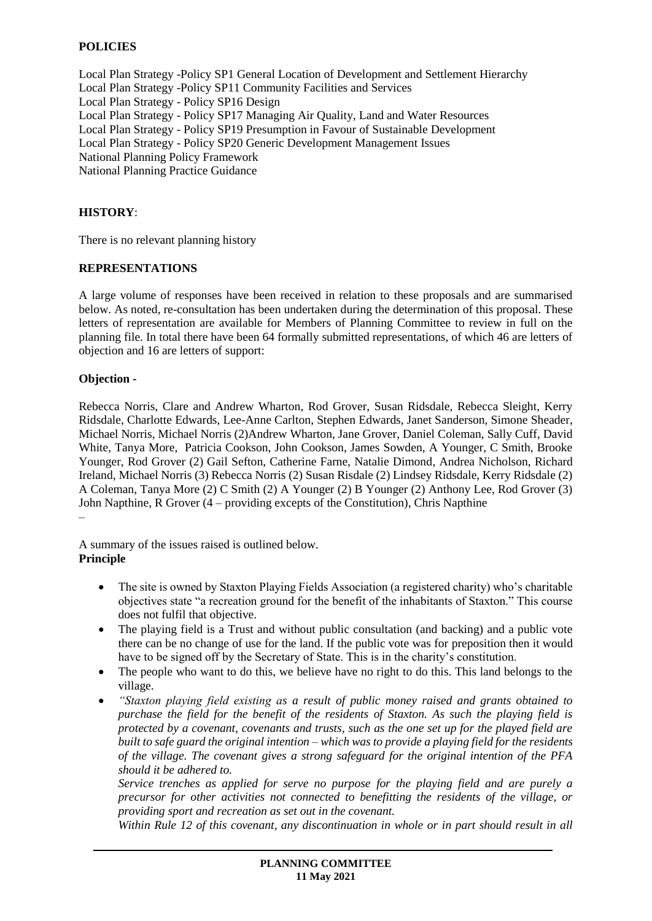**POLICIES**

Local Plan Strategy -Policy SP1 General Location of Development and Settlement Hierarchy
Local Plan Strategy -Policy SP11 Community Facilities and Services
Local Plan Strategy - Policy SP16 Design
Local Plan Strategy - Policy SP17 Managing Air Quality, Land and Water Resources
Local Plan Strategy - Policy SP19 Presumption in Favour of Sustainable Development
Local Plan Strategy - Policy SP20 Generic Development Management Issues
National Planning Policy Framework
National Planning Practice Guidance

**HISTORY**:

There is no relevant planning history

**REPRESENTATIONS**

A large volume of responses have been received in relation to these proposals and are summarised below. As noted, re-consultation has been undertaken during the determination of this proposal. These letters of representation are available for Members of Planning Committee to review in full on the planning file. In total there have been 64 formally submitted representations, of which 46 are letters of objection and 16 are letters of support:

**Objection -**

Rebecca Norris, Clare and Andrew Wharton, Rod Grover, Susan Ridsdale, Rebecca Sleight, Kerry Ridsdale, Charlotte Edwards, Lee-Anne Carlton, Stephen Edwards, Janet Sanderson, Simone Sheader, Michael Norris, Michael Norris (2)Andrew Wharton, Jane Grover, Daniel Coleman, Sally Cuff, David White, Tanya More, Patricia Cookson, John Cookson, James Sowden, A Younger, C Smith, Brooke Younger, Rod Grover (2) Gail Sefton, Catherine Farne, Natalie Dimond, Andrea Nicholson, Richard Ireland, Michael Norris (3) Rebecca Norris (2) Susan Risdale (2) Lindsey Ridsdale, Kerry Ridsdale (2) A Coleman, Tanya More (2) C Smith (2) A Younger (2) B Younger (2) Anthony Lee, Rod Grover (3) John Napthine, R Grover (4 – providing excepts of the Constitution), Chris Napthine
–

A summary of the issues raised is outlined below.

**Principle**

- The site is owned by Staxton Playing Fields Association (a registered charity) who's charitable objectives state "a recreation ground for the benefit of the inhabitants of Staxton." This course does not fulfil that objective.
- The playing field is a Trust and without public consultation (and backing) and a public vote there can be no change of use for the land. If the public vote was for preposition then it would have to be signed off by the Secretary of State. This is in the charity's constitution.
- The people who want to do this, we believe have no right to do this. This land belongs to the village.
- *"Staxton playing field existing as a result of public money raised and grants obtained to purchase the field for the benefit of the residents of Staxton. As such the playing field is protected by a covenant, covenants and trusts, such as the one set up for the played field are built to safe guard the original intention – which was to provide a playing field for the residents of the village. The covenant gives a strong safeguard for the original intention of the PFA should it be adhered to.*

  *Service trenches as applied for serve no purpose for the playing field and are purely a precursor for other activities not connected to benefitting the residents of the village, or providing sport and recreation as set out in the covenant.*

  *Within Rule 12 of this covenant, any discontinuation in whole or in part should result in all*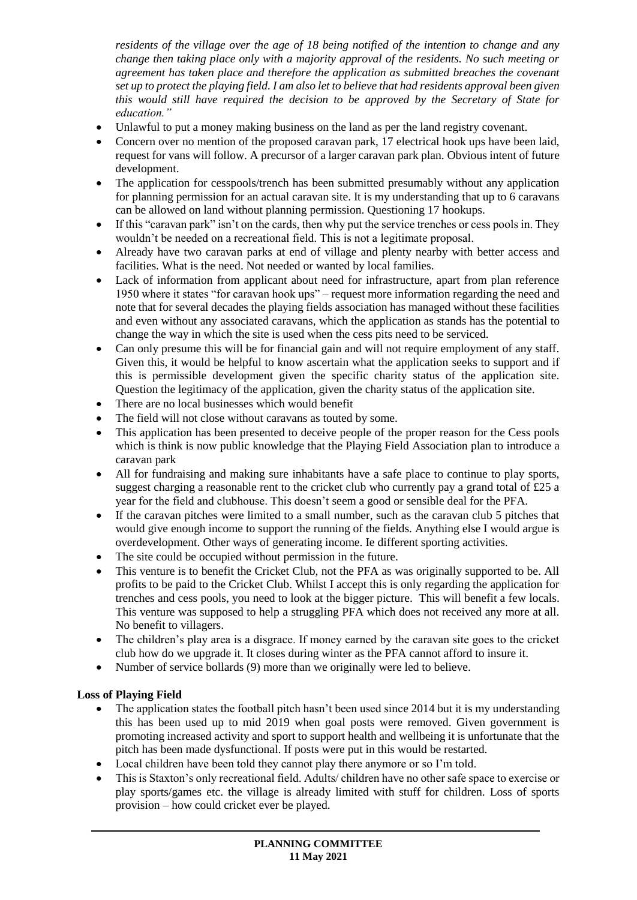*residents of the village over the age of 18 being notified of the intention to change and any change then taking place only with a majority approval of the residents. No such meeting or agreement has taken place and therefore the application as submitted breaches the covenant set up to protect the playing field. I am also let to believe that had residents approval been given this would still have required the decision to be approved by the Secretary of State for education."*

- Unlawful to put a money making business on the land as per the land registry covenant.
- Concern over no mention of the proposed caravan park, 17 electrical hook ups have been laid, request for vans will follow. A precursor of a larger caravan park plan. Obvious intent of future development.
- The application for cesspools/trench has been submitted presumably without any application for planning permission for an actual caravan site. It is my understanding that up to 6 caravans can be allowed on land without planning permission. Questioning 17 hookups.
- If this "caravan park" isn't on the cards, then why put the service trenches or cess pools in. They wouldn't be needed on a recreational field. This is not a legitimate proposal.
- Already have two caravan parks at end of village and plenty nearby with better access and facilities. What is the need. Not needed or wanted by local families.
- Lack of information from applicant about need for infrastructure, apart from plan reference 1950 where it states "for caravan hook ups" – request more information regarding the need and note that for several decades the playing fields association has managed without these facilities and even without any associated caravans, which the application as stands has the potential to change the way in which the site is used when the cess pits need to be serviced.
- Can only presume this will be for financial gain and will not require employment of any staff. Given this, it would be helpful to know ascertain what the application seeks to support and if this is permissible development given the specific charity status of the application site. Question the legitimacy of the application, given the charity status of the application site.
- There are no local businesses which would benefit
- The field will not close without caravans as touted by some.
- This application has been presented to deceive people of the proper reason for the Cess pools which is think is now public knowledge that the Playing Field Association plan to introduce a caravan park
- All for fundraising and making sure inhabitants have a safe place to continue to play sports, suggest charging a reasonable rent to the cricket club who currently pay a grand total of £25 a year for the field and clubhouse. This doesn't seem a good or sensible deal for the PFA.
- If the caravan pitches were limited to a small number, such as the caravan club 5 pitches that would give enough income to support the running of the fields. Anything else I would argue is overdevelopment. Other ways of generating income. Ie different sporting activities.
- The site could be occupied without permission in the future.
- This venture is to benefit the Cricket Club, not the PFA as was originally supported to be. All profits to be paid to the Cricket Club. Whilst I accept this is only regarding the application for trenches and cess pools, you need to look at the bigger picture. This will benefit a few locals. This venture was supposed to help a struggling PFA which does not received any more at all. No benefit to villagers.
- The children's play area is a disgrace. If money earned by the caravan site goes to the cricket club how do we upgrade it. It closes during winter as the PFA cannot afford to insure it.
- Number of service bollards (9) more than we originally were led to believe.

**Loss of Playing Field**

- The application states the football pitch hasn't been used since 2014 but it is my understanding this has been used up to mid 2019 when goal posts were removed. Given government is promoting increased activity and sport to support health and wellbeing it is unfortunate that the pitch has been made dysfunctional. If posts were put in this would be restarted.
- Local children have been told they cannot play there anymore or so I'm told.
- This is Staxton's only recreational field. Adults/ children have no other safe space to exercise or play sports/games etc. the village is already limited with stuff for children. Loss of sports provision – how could cricket ever be played.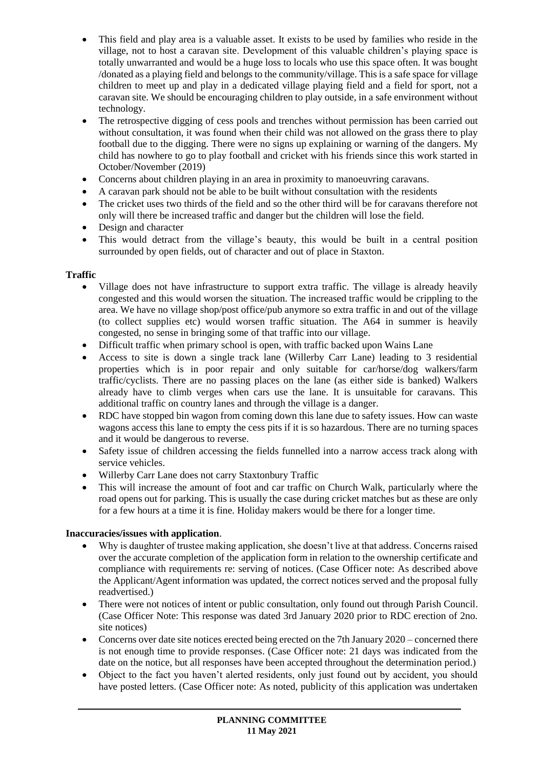- This field and play area is a valuable asset. It exists to be used by families who reside in the village, not to host a caravan site. Development of this valuable children's playing space is totally unwarranted and would be a huge loss to locals who use this space often. It was bought /donated as a playing field and belongs to the community/village. This is a safe space for village children to meet up and play in a dedicated village playing field and a field for sport, not a caravan site. We should be encouraging children to play outside, in a safe environment without technology.
- The retrospective digging of cess pools and trenches without permission has been carried out without consultation, it was found when their child was not allowed on the grass there to play football due to the digging. There were no signs up explaining or warning of the dangers. My child has nowhere to go to play football and cricket with his friends since this work started in October/November (2019)
- Concerns about children playing in an area in proximity to manoeuvring caravans.
- A caravan park should not be able to be built without consultation with the residents
- The cricket uses two thirds of the field and so the other third will be for caravans therefore not only will there be increased traffic and danger but the children will lose the field.
- Design and character
- This would detract from the village's beauty, this would be built in a central position surrounded by open fields, out of character and out of place in Staxton.

**Traffic**

- Village does not have infrastructure to support extra traffic. The village is already heavily congested and this would worsen the situation. The increased traffic would be crippling to the area. We have no village shop/post office/pub anymore so extra traffic in and out of the village (to collect supplies etc) would worsen traffic situation. The A64 in summer is heavily congested, no sense in bringing some of that traffic into our village.
- Difficult traffic when primary school is open, with traffic backed upon Wains Lane
- Access to site is down a single track lane (Willerby Carr Lane) leading to 3 residential properties which is in poor repair and only suitable for car/horse/dog walkers/farm traffic/cyclists. There are no passing places on the lane (as either side is banked) Walkers already have to climb verges when cars use the lane. It is unsuitable for caravans. This additional traffic on country lanes and through the village is a danger.
- RDC have stopped bin wagon from coming down this lane due to safety issues. How can waste wagons access this lane to empty the cess pits if it is so hazardous. There are no turning spaces and it would be dangerous to reverse.
- Safety issue of children accessing the fields funnelled into a narrow access track along with service vehicles.
- Willerby Carr Lane does not carry Staxtonbury Traffic
- This will increase the amount of foot and car traffic on Church Walk, particularly where the road opens out for parking. This is usually the case during cricket matches but as these are only for a few hours at a time it is fine. Holiday makers would be there for a longer time.

**Inaccuracies/issues with application**.

- Why is daughter of trustee making application, she doesn't live at that address. Concerns raised over the accurate completion of the application form in relation to the ownership certificate and compliance with requirements re: serving of notices. (Case Officer note: As described above the Applicant/Agent information was updated, the correct notices served and the proposal fully readvertised.)
- There were not notices of intent or public consultation, only found out through Parish Council. (Case Officer Note: This response was dated 3rd January 2020 prior to RDC erection of 2no. site notices)
- Concerns over date site notices erected being erected on the 7th January 2020 – concerned there is not enough time to provide responses. (Case Officer note: 21 days was indicated from the date on the notice, but all responses have been accepted throughout the determination period.)
- Object to the fact you haven't alerted residents, only just found out by accident, you should have posted letters. (Case Officer note: As noted, publicity of this application was undertaken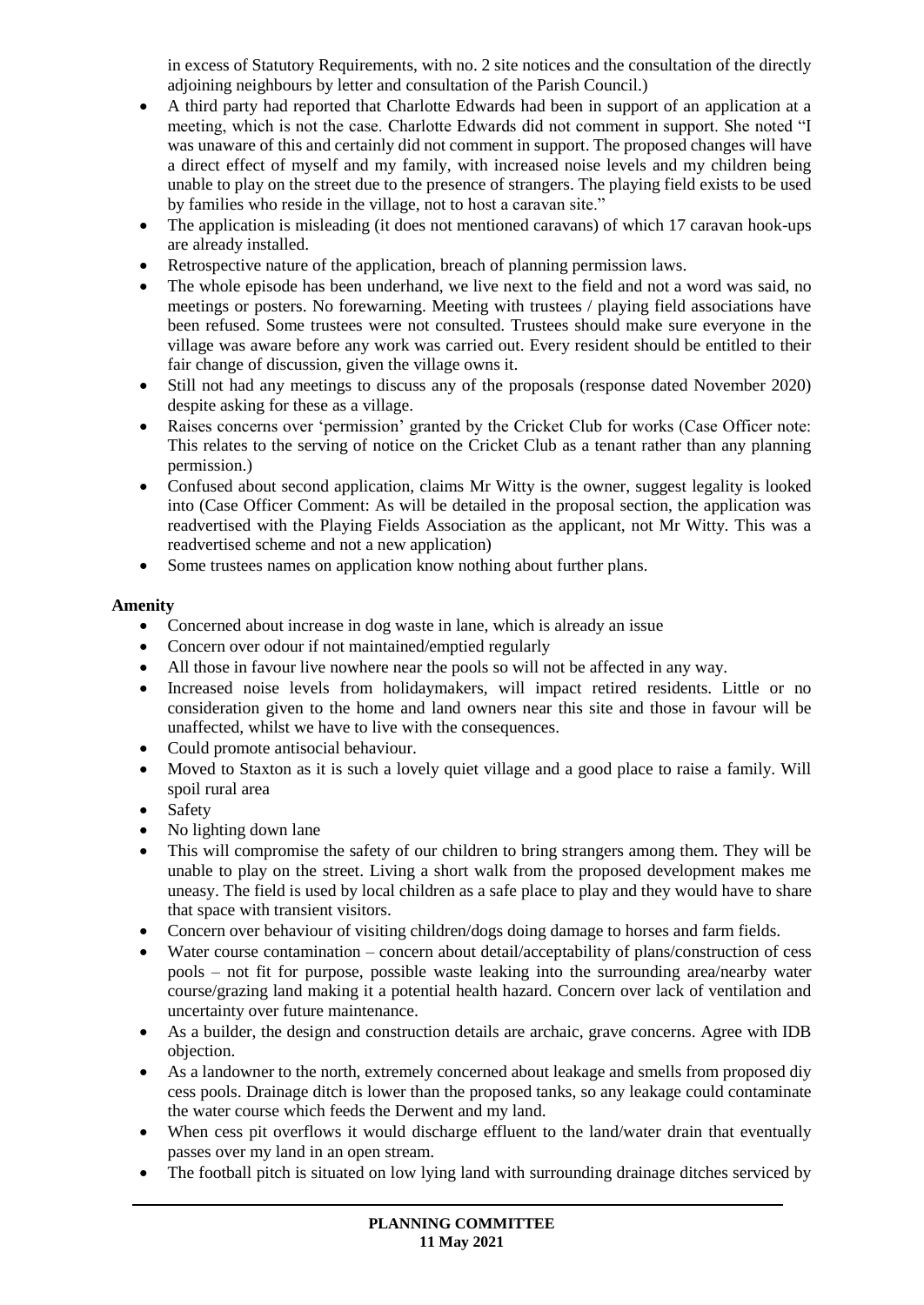in excess of Statutory Requirements, with no. 2 site notices and the consultation of the directly adjoining neighbours by letter and consultation of the Parish Council.)

- A third party had reported that Charlotte Edwards had been in support of an application at a meeting, which is not the case. Charlotte Edwards did not comment in support. She noted "I was unaware of this and certainly did not comment in support. The proposed changes will have a direct effect of myself and my family, with increased noise levels and my children being unable to play on the street due to the presence of strangers. The playing field exists to be used by families who reside in the village, not to host a caravan site."
- The application is misleading (it does not mentioned caravans) of which 17 caravan hook-ups are already installed.
- Retrospective nature of the application, breach of planning permission laws.
- The whole episode has been underhand, we live next to the field and not a word was said, no meetings or posters. No forewarning. Meeting with trustees / playing field associations have been refused. Some trustees were not consulted. Trustees should make sure everyone in the village was aware before any work was carried out. Every resident should be entitled to their fair change of discussion, given the village owns it.
- Still not had any meetings to discuss any of the proposals (response dated November 2020) despite asking for these as a village.
- Raises concerns over 'permission' granted by the Cricket Club for works (Case Officer note: This relates to the serving of notice on the Cricket Club as a tenant rather than any planning permission.)
- Confused about second application, claims Mr Witty is the owner, suggest legality is looked into (Case Officer Comment: As will be detailed in the proposal section, the application was readvertised with the Playing Fields Association as the applicant, not Mr Witty. This was a readvertised scheme and not a new application)
- Some trustees names on application know nothing about further plans.

**Amenity**

- Concerned about increase in dog waste in lane, which is already an issue
- Concern over odour if not maintained/emptied regularly
- All those in favour live nowhere near the pools so will not be affected in any way.
- Increased noise levels from holidaymakers, will impact retired residents. Little or no consideration given to the home and land owners near this site and those in favour will be unaffected, whilst we have to live with the consequences.
- Could promote antisocial behaviour.
- Moved to Staxton as it is such a lovely quiet village and a good place to raise a family. Will spoil rural area
- Safety
- No lighting down lane
- This will compromise the safety of our children to bring strangers among them. They will be unable to play on the street. Living a short walk from the proposed development makes me uneasy. The field is used by local children as a safe place to play and they would have to share that space with transient visitors.
- Concern over behaviour of visiting children/dogs doing damage to horses and farm fields.
- Water course contamination – concern about detail/acceptability of plans/construction of cess pools – not fit for purpose, possible waste leaking into the surrounding area/nearby water course/grazing land making it a potential health hazard. Concern over lack of ventilation and uncertainty over future maintenance.
- As a builder, the design and construction details are archaic, grave concerns. Agree with IDB objection.
- As a landowner to the north, extremely concerned about leakage and smells from proposed diy cess pools. Drainage ditch is lower than the proposed tanks, so any leakage could contaminate the water course which feeds the Derwent and my land.
- When cess pit overflows it would discharge effluent to the land/water drain that eventually passes over my land in an open stream.
- The football pitch is situated on low lying land with surrounding drainage ditches serviced by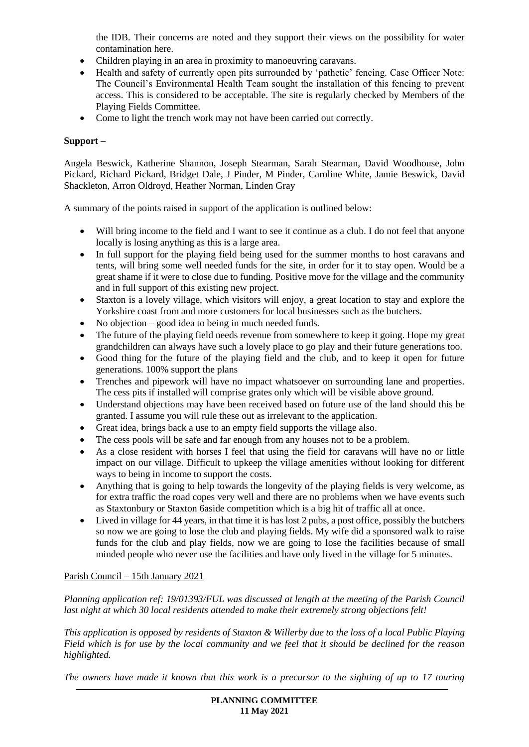the IDB. Their concerns are noted and they support their views on the possibility for water contamination here.

- Children playing in an area in proximity to manoeuvring caravans.
- Health and safety of currently open pits surrounded by 'pathetic' fencing. Case Officer Note: The Council's Environmental Health Team sought the installation of this fencing to prevent access. This is considered to be acceptable. The site is regularly checked by Members of the Playing Fields Committee.
- Come to light the trench work may not have been carried out correctly.

**Support –**

Angela Beswick, Katherine Shannon, Joseph Stearman, Sarah Stearman, David Woodhouse, John Pickard, Richard Pickard, Bridget Dale, J Pinder, M Pinder, Caroline White, Jamie Beswick, David Shackleton, Arron Oldroyd, Heather Norman, Linden Gray

A summary of the points raised in support of the application is outlined below:

- Will bring income to the field and I want to see it continue as a club. I do not feel that anyone locally is losing anything as this is a large area.
- In full support for the playing field being used for the summer months to host caravans and tents, will bring some well needed funds for the site, in order for it to stay open. Would be a great shame if it were to close due to funding. Positive move for the village and the community and in full support of this existing new project.
- Staxton is a lovely village, which visitors will enjoy, a great location to stay and explore the Yorkshire coast from and more customers for local businesses such as the butchers.
- No objection – good idea to being in much needed funds.
- The future of the playing field needs revenue from somewhere to keep it going. Hope my great grandchildren can always have such a lovely place to go play and their future generations too.
- Good thing for the future of the playing field and the club, and to keep it open for future generations. 100% support the plans
- Trenches and pipework will have no impact whatsoever on surrounding lane and properties. The cess pits if installed will comprise grates only which will be visible above ground.
- Understand objections may have been received based on future use of the land should this be granted. I assume you will rule these out as irrelevant to the application.
- Great idea, brings back a use to an empty field supports the village also.
- The cess pools will be safe and far enough from any houses not to be a problem.
- As a close resident with horses I feel that using the field for caravans will have no or little impact on our village. Difficult to upkeep the village amenities without looking for different ways to being in income to support the costs.
- Anything that is going to help towards the longevity of the playing fields is very welcome, as for extra traffic the road copes very well and there are no problems when we have events such as Staxtonbury or Staxton 6aside competition which is a big hit of traffic all at once.
- Lived in village for 44 years, in that time it is has lost 2 pubs, a post office, possibly the butchers so now we are going to lose the club and playing fields. My wife did a sponsored walk to raise funds for the club and play fields, now we are going to lose the facilities because of small minded people who never use the facilities and have only lived in the village for 5 minutes.

Parish Council – 15th January 2021

*Planning application ref: 19/01393/FUL was discussed at length at the meeting of the Parish Council last night at which 30 local residents attended to make their extremely strong objections felt!*

*This application is opposed by residents of Staxton & Willerby due to the loss of a local Public Playing Field which is for use by the local community and we feel that it should be declined for the reason highlighted.*

*The owners have made it known that this work is a precursor to the sighting of up to 17 touring*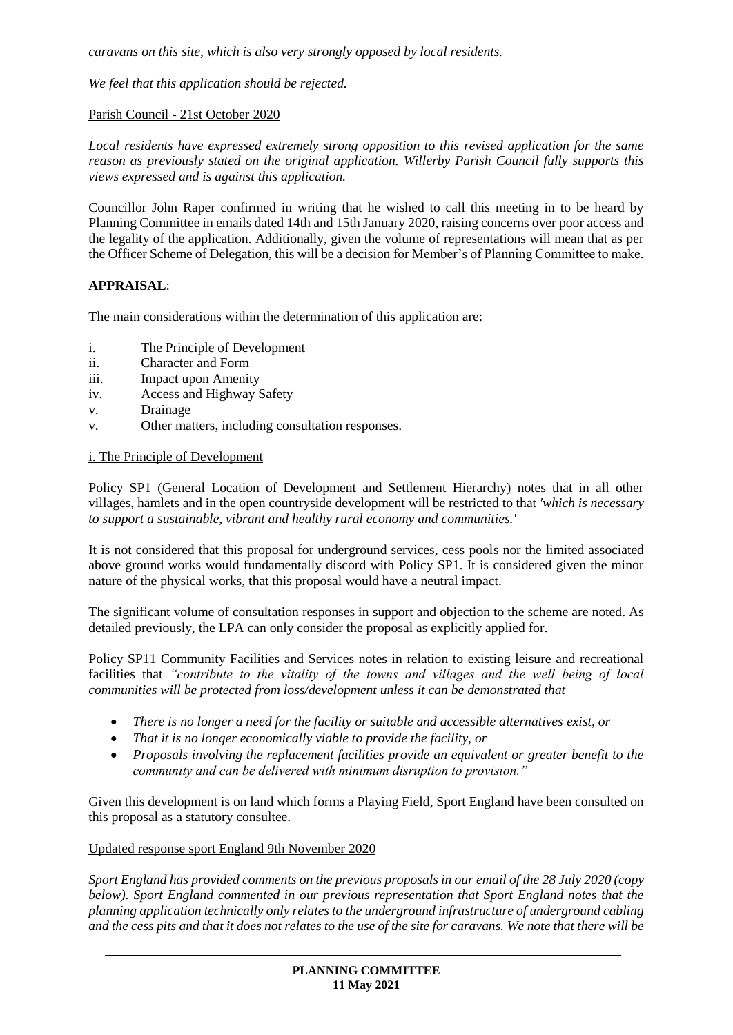*caravans on this site, which is also very strongly opposed by local residents.*

*We feel that this application should be rejected.*

Parish Council - 21st October 2020

*Local residents have expressed extremely strong opposition to this revised application for the same reason as previously stated on the original application. Willerby Parish Council fully supports this views expressed and is against this application.*

Councillor John Raper confirmed in writing that he wished to call this meeting in to be heard by Planning Committee in emails dated 14th and 15th January 2020, raising concerns over poor access and the legality of the application. Additionally, given the volume of representations will mean that as per the Officer Scheme of Delegation, this will be a decision for Member's of Planning Committee to make.

**APPRAISAL**:

The main considerations within the determination of this application are:

i. The Principle of Development
ii. Character and Form
iii. Impact upon Amenity
iv. Access and Highway Safety
v. Drainage
v. Other matters, including consultation responses.

i. The Principle of Development

Policy SP1 (General Location of Development and Settlement Hierarchy) notes that in all other villages, hamlets and in the open countryside development will be restricted to that *'which is necessary to support a sustainable, vibrant and healthy rural economy and communities.'*

It is not considered that this proposal for underground services, cess pools nor the limited associated above ground works would fundamentally discord with Policy SP1. It is considered given the minor nature of the physical works, that this proposal would have a neutral impact.

The significant volume of consultation responses in support and objection to the scheme are noted. As detailed previously, the LPA can only consider the proposal as explicitly applied for.

Policy SP11 Community Facilities and Services notes in relation to existing leisure and recreational facilities that *"contribute to the vitality of the towns and villages and the well being of local communities will be protected from loss/development unless it can be demonstrated that*

- *There is no longer a need for the facility or suitable and accessible alternatives exist, or*
- *That it is no longer economically viable to provide the facility, or*
- *Proposals involving the replacement facilities provide an equivalent or greater benefit to the community and can be delivered with minimum disruption to provision."*

Given this development is on land which forms a Playing Field, Sport England have been consulted on this proposal as a statutory consultee.

Updated response sport England 9th November 2020

*Sport England has provided comments on the previous proposals in our email of the 28 July 2020 (copy below). Sport England commented in our previous representation that Sport England notes that the planning application technically only relates to the underground infrastructure of underground cabling and the cess pits and that it does not relates to the use of the site for caravans. We note that there will be*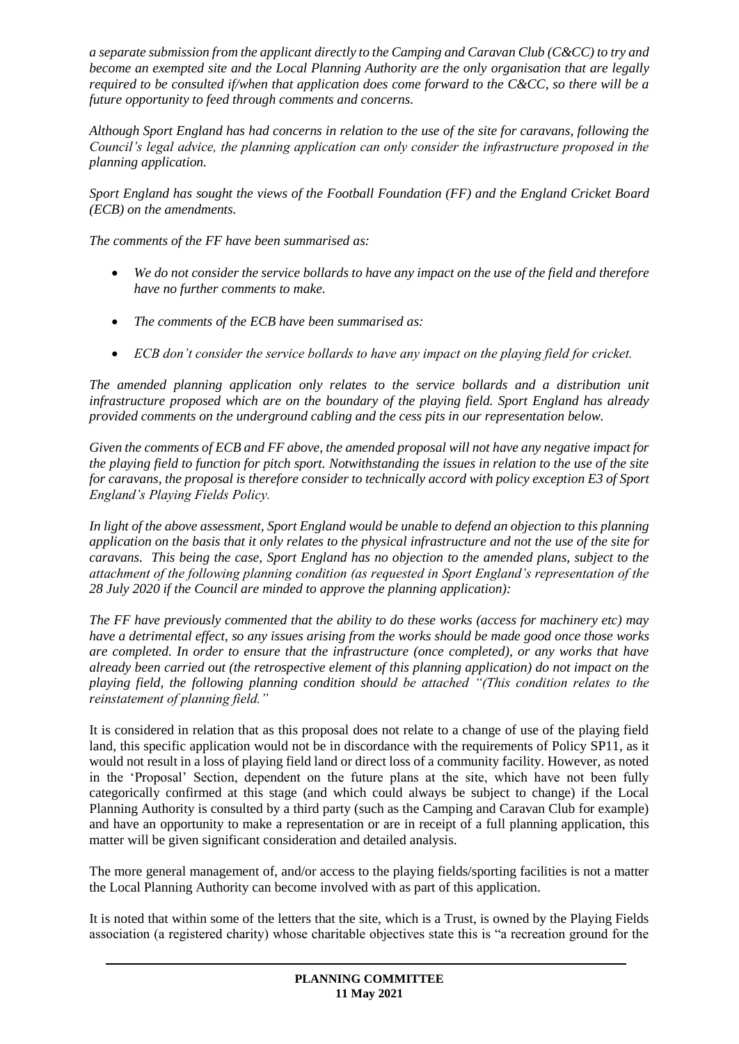*a separate submission from the applicant directly to the Camping and Caravan Club (C&CC) to try and become an exempted site and the Local Planning Authority are the only organisation that are legally required to be consulted if/when that application does come forward to the C&CC, so there will be a future opportunity to feed through comments and concerns.*

*Although Sport England has had concerns in relation to the use of the site for caravans, following the Council's legal advice, the planning application can only consider the infrastructure proposed in the planning application.*

*Sport England has sought the views of the Football Foundation (FF) and the England Cricket Board (ECB) on the amendments.*

*The comments of the FF have been summarised as:*

- *We do not consider the service bollards to have any impact on the use of the field and therefore have no further comments to make.*
- *The comments of the ECB have been summarised as:*
- *ECB don't consider the service bollards to have any impact on the playing field for cricket.*

*The amended planning application only relates to the service bollards and a distribution unit infrastructure proposed which are on the boundary of the playing field. Sport England has already provided comments on the underground cabling and the cess pits in our representation below.*

*Given the comments of ECB and FF above, the amended proposal will not have any negative impact for the playing field to function for pitch sport. Notwithstanding the issues in relation to the use of the site for caravans, the proposal is therefore consider to technically accord with policy exception E3 of Sport England's Playing Fields Policy.*

*In light of the above assessment, Sport England would be unable to defend an objection to this planning application on the basis that it only relates to the physical infrastructure and not the use of the site for caravans. This being the case, Sport England has no objection to the amended plans, subject to the attachment of the following planning condition (as requested in Sport England's representation of the 28 July 2020 if the Council are minded to approve the planning application):*

*The FF have previously commented that the ability to do these works (access for machinery etc) may have a detrimental effect, so any issues arising from the works should be made good once those works are completed. In order to ensure that the infrastructure (once completed), or any works that have already been carried out (the retrospective element of this planning application) do not impact on the playing field, the following planning condition should be attached "(This condition relates to the reinstatement of planning field."*

It is considered in relation that as this proposal does not relate to a change of use of the playing field land, this specific application would not be in discordance with the requirements of Policy SP11, as it would not result in a loss of playing field land or direct loss of a community facility. However, as noted in the 'Proposal' Section, dependent on the future plans at the site, which have not been fully categorically confirmed at this stage (and which could always be subject to change) if the Local Planning Authority is consulted by a third party (such as the Camping and Caravan Club for example) and have an opportunity to make a representation or are in receipt of a full planning application, this matter will be given significant consideration and detailed analysis.

The more general management of, and/or access to the playing fields/sporting facilities is not a matter the Local Planning Authority can become involved with as part of this application.

It is noted that within some of the letters that the site, which is a Trust, is owned by the Playing Fields association (a registered charity) whose charitable objectives state this is "a recreation ground for the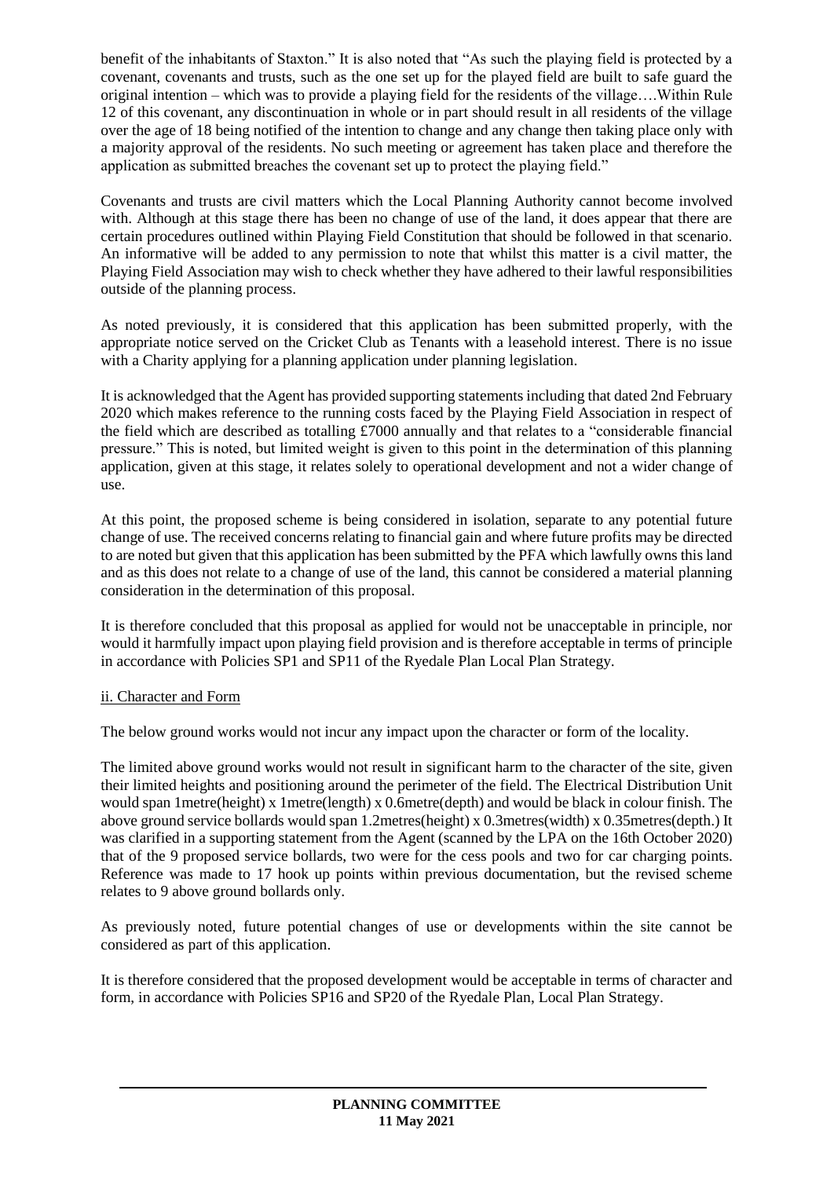benefit of the inhabitants of Staxton." It is also noted that "As such the playing field is protected by a covenant, covenants and trusts, such as the one set up for the played field are built to safe guard the original intention – which was to provide a playing field for the residents of the village….Within Rule 12 of this covenant, any discontinuation in whole or in part should result in all residents of the village over the age of 18 being notified of the intention to change and any change then taking place only with a majority approval of the residents. No such meeting or agreement has taken place and therefore the application as submitted breaches the covenant set up to protect the playing field."

Covenants and trusts are civil matters which the Local Planning Authority cannot become involved with. Although at this stage there has been no change of use of the land, it does appear that there are certain procedures outlined within Playing Field Constitution that should be followed in that scenario. An informative will be added to any permission to note that whilst this matter is a civil matter, the Playing Field Association may wish to check whether they have adhered to their lawful responsibilities outside of the planning process.

As noted previously, it is considered that this application has been submitted properly, with the appropriate notice served on the Cricket Club as Tenants with a leasehold interest. There is no issue with a Charity applying for a planning application under planning legislation.

It is acknowledged that the Agent has provided supporting statements including that dated 2nd February 2020 which makes reference to the running costs faced by the Playing Field Association in respect of the field which are described as totalling £7000 annually and that relates to a "considerable financial pressure." This is noted, but limited weight is given to this point in the determination of this planning application, given at this stage, it relates solely to operational development and not a wider change of use.

At this point, the proposed scheme is being considered in isolation, separate to any potential future change of use. The received concerns relating to financial gain and where future profits may be directed to are noted but given that this application has been submitted by the PFA which lawfully owns this land and as this does not relate to a change of use of the land, this cannot be considered a material planning consideration in the determination of this proposal.

It is therefore concluded that this proposal as applied for would not be unacceptable in principle, nor would it harmfully impact upon playing field provision and is therefore acceptable in terms of principle in accordance with Policies SP1 and SP11 of the Ryedale Plan Local Plan Strategy.

ii. Character and Form

The below ground works would not incur any impact upon the character or form of the locality.

The limited above ground works would not result in significant harm to the character of the site, given their limited heights and positioning around the perimeter of the field. The Electrical Distribution Unit would span 1metre(height) x 1metre(length) x 0.6metre(depth) and would be black in colour finish. The above ground service bollards would span 1.2metres(height) x 0.3metres(width) x 0.35metres(depth.) It was clarified in a supporting statement from the Agent (scanned by the LPA on the 16th October 2020) that of the 9 proposed service bollards, two were for the cess pools and two for car charging points. Reference was made to 17 hook up points within previous documentation, but the revised scheme relates to 9 above ground bollards only.

As previously noted, future potential changes of use or developments within the site cannot be considered as part of this application.

It is therefore considered that the proposed development would be acceptable in terms of character and form, in accordance with Policies SP16 and SP20 of the Ryedale Plan, Local Plan Strategy.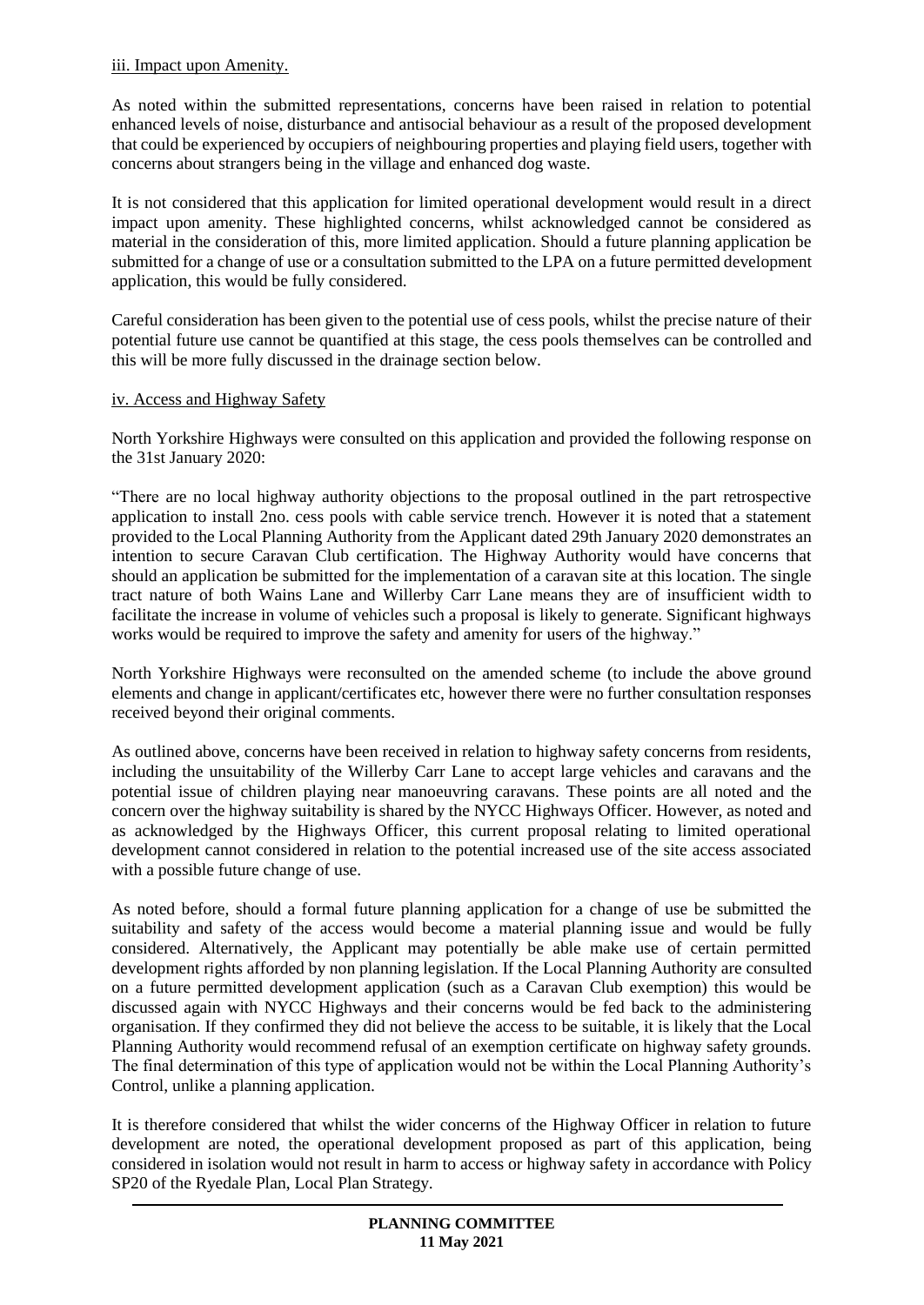iii. Impact upon Amenity.

As noted within the submitted representations, concerns have been raised in relation to potential enhanced levels of noise, disturbance and antisocial behaviour as a result of the proposed development that could be experienced by occupiers of neighbouring properties and playing field users, together with concerns about strangers being in the village and enhanced dog waste.

It is not considered that this application for limited operational development would result in a direct impact upon amenity. These highlighted concerns, whilst acknowledged cannot be considered as material in the consideration of this, more limited application. Should a future planning application be submitted for a change of use or a consultation submitted to the LPA on a future permitted development application, this would be fully considered.

Careful consideration has been given to the potential use of cess pools, whilst the precise nature of their potential future use cannot be quantified at this stage, the cess pools themselves can be controlled and this will be more fully discussed in the drainage section below.

iv. Access and Highway Safety

North Yorkshire Highways were consulted on this application and provided the following response on the 31st January 2020:

"There are no local highway authority objections to the proposal outlined in the part retrospective application to install 2no. cess pools with cable service trench. However it is noted that a statement provided to the Local Planning Authority from the Applicant dated 29th January 2020 demonstrates an intention to secure Caravan Club certification. The Highway Authority would have concerns that should an application be submitted for the implementation of a caravan site at this location. The single tract nature of both Wains Lane and Willerby Carr Lane means they are of insufficient width to facilitate the increase in volume of vehicles such a proposal is likely to generate. Significant highways works would be required to improve the safety and amenity for users of the highway."

North Yorkshire Highways were reconsulted on the amended scheme (to include the above ground elements and change in applicant/certificates etc, however there were no further consultation responses received beyond their original comments.

As outlined above, concerns have been received in relation to highway safety concerns from residents, including the unsuitability of the Willerby Carr Lane to accept large vehicles and caravans and the potential issue of children playing near manoeuvring caravans. These points are all noted and the concern over the highway suitability is shared by the NYCC Highways Officer. However, as noted and as acknowledged by the Highways Officer, this current proposal relating to limited operational development cannot considered in relation to the potential increased use of the site access associated with a possible future change of use.

As noted before, should a formal future planning application for a change of use be submitted the suitability and safety of the access would become a material planning issue and would be fully considered. Alternatively, the Applicant may potentially be able make use of certain permitted development rights afforded by non planning legislation. If the Local Planning Authority are consulted on a future permitted development application (such as a Caravan Club exemption) this would be discussed again with NYCC Highways and their concerns would be fed back to the administering organisation. If they confirmed they did not believe the access to be suitable, it is likely that the Local Planning Authority would recommend refusal of an exemption certificate on highway safety grounds. The final determination of this type of application would not be within the Local Planning Authority's Control, unlike a planning application.

It is therefore considered that whilst the wider concerns of the Highway Officer in relation to future development are noted, the operational development proposed as part of this application, being considered in isolation would not result in harm to access or highway safety in accordance with Policy SP20 of the Ryedale Plan, Local Plan Strategy.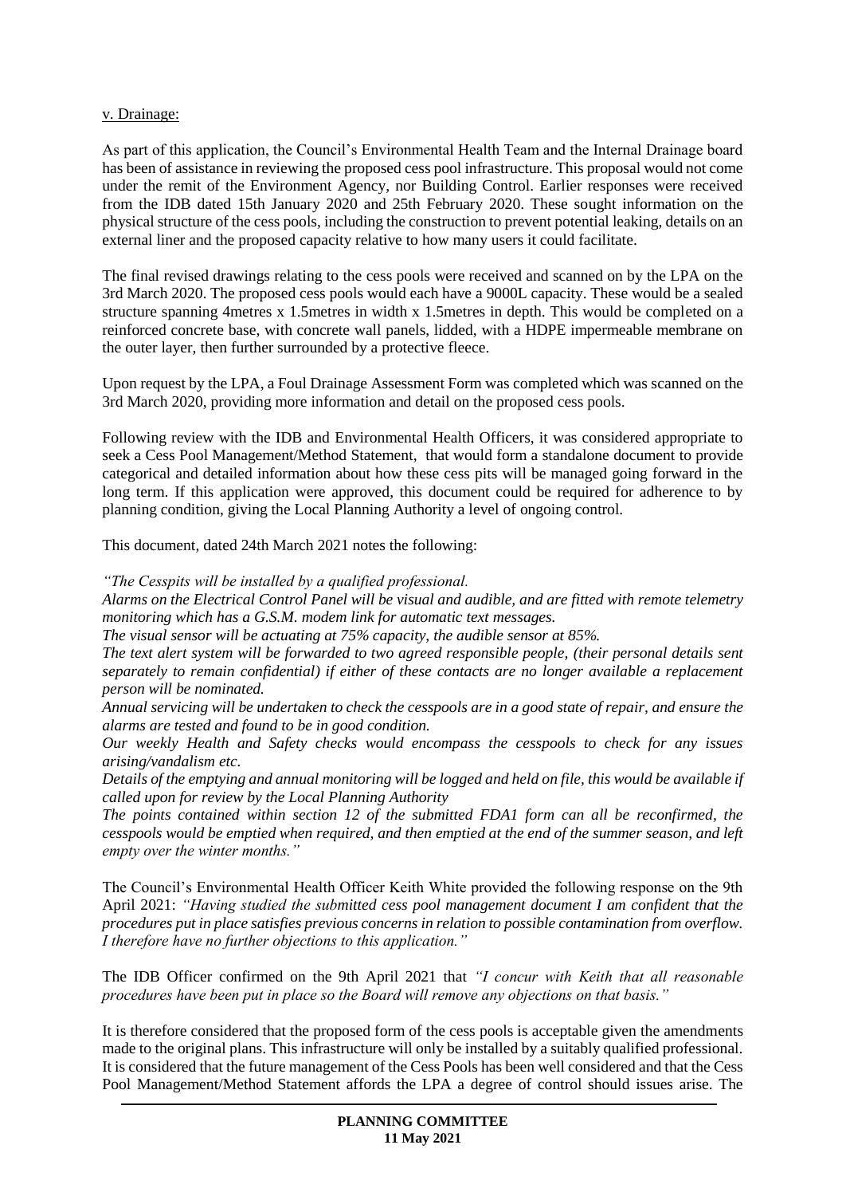v. Drainage:

As part of this application, the Council's Environmental Health Team and the Internal Drainage board has been of assistance in reviewing the proposed cess pool infrastructure. This proposal would not come under the remit of the Environment Agency, nor Building Control. Earlier responses were received from the IDB dated 15th January 2020 and 25th February 2020. These sought information on the physical structure of the cess pools, including the construction to prevent potential leaking, details on an external liner and the proposed capacity relative to how many users it could facilitate.

The final revised drawings relating to the cess pools were received and scanned on by the LPA on the 3rd March 2020. The proposed cess pools would each have a 9000L capacity. These would be a sealed structure spanning 4metres x 1.5metres in width x 1.5metres in depth. This would be completed on a reinforced concrete base, with concrete wall panels, lidded, with a HDPE impermeable membrane on the outer layer, then further surrounded by a protective fleece.

Upon request by the LPA, a Foul Drainage Assessment Form was completed which was scanned on the 3rd March 2020, providing more information and detail on the proposed cess pools.

Following review with the IDB and Environmental Health Officers, it was considered appropriate to seek a Cess Pool Management/Method Statement, that would form a standalone document to provide categorical and detailed information about how these cess pits will be managed going forward in the long term. If this application were approved, this document could be required for adherence to by planning condition, giving the Local Planning Authority a level of ongoing control.

This document, dated 24th March 2021 notes the following:

*"The Cesspits will be installed by a qualified professional.*
*Alarms on the Electrical Control Panel will be visual and audible, and are fitted with remote telemetry monitoring which has a G.S.M. modem link for automatic text messages.*
*The visual sensor will be actuating at 75% capacity, the audible sensor at 85%.*
*The text alert system will be forwarded to two agreed responsible people, (their personal details sent separately to remain confidential) if either of these contacts are no longer available a replacement person will be nominated.*
*Annual servicing will be undertaken to check the cesspools are in a good state of repair, and ensure the alarms are tested and found to be in good condition.*
*Our weekly Health and Safety checks would encompass the cesspools to check for any issues arising/vandalism etc.*
*Details of the emptying and annual monitoring will be logged and held on file, this would be available if called upon for review by the Local Planning Authority*
*The points contained within section 12 of the submitted FDA1 form can all be reconfirmed, the cesspools would be emptied when required, and then emptied at the end of the summer season, and left empty over the winter months."*

The Council's Environmental Health Officer Keith White provided the following response on the 9th April 2021: *"Having studied the submitted cess pool management document I am confident that the procedures put in place satisfies previous concerns in relation to possible contamination from overflow. I therefore have no further objections to this application."*

The IDB Officer confirmed on the 9th April 2021 that *"I concur with Keith that all reasonable procedures have been put in place so the Board will remove any objections on that basis."*

It is therefore considered that the proposed form of the cess pools is acceptable given the amendments made to the original plans. This infrastructure will only be installed by a suitably qualified professional. It is considered that the future management of the Cess Pools has been well considered and that the Cess Pool Management/Method Statement affords the LPA a degree of control should issues arise. The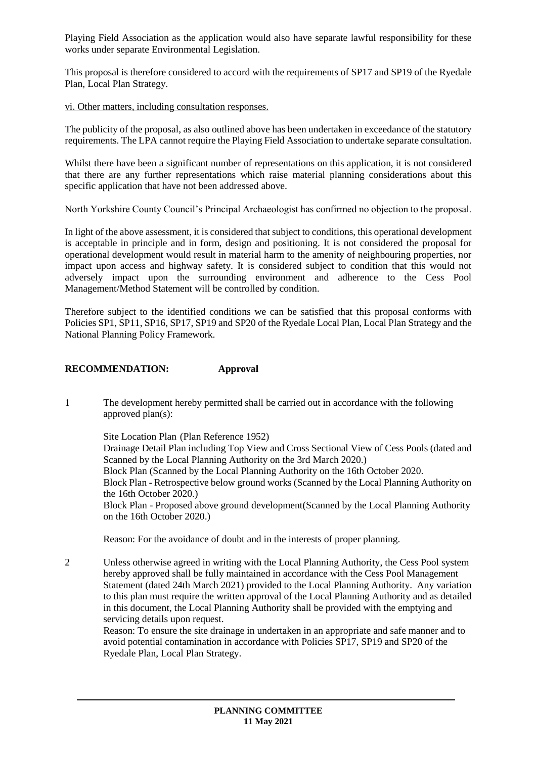Playing Field Association as the application would also have separate lawful responsibility for these works under separate Environmental Legislation.

This proposal is therefore considered to accord with the requirements of SP17 and SP19 of the Ryedale Plan, Local Plan Strategy.

vi. Other matters, including consultation responses.

The publicity of the proposal, as also outlined above has been undertaken in exceedance of the statutory requirements. The LPA cannot require the Playing Field Association to undertake separate consultation.

Whilst there have been a significant number of representations on this application, it is not considered that there are any further representations which raise material planning considerations about this specific application that have not been addressed above.

North Yorkshire County Council's Principal Archaeologist has confirmed no objection to the proposal.

In light of the above assessment, it is considered that subject to conditions, this operational development is acceptable in principle and in form, design and positioning. It is not considered the proposal for operational development would result in material harm to the amenity of neighbouring properties, nor impact upon access and highway safety. It is considered subject to condition that this would not adversely impact upon the surrounding environment and adherence to the Cess Pool Management/Method Statement will be controlled by condition.

Therefore subject to the identified conditions we can be satisfied that this proposal conforms with Policies SP1, SP11, SP16, SP17, SP19 and SP20 of the Ryedale Local Plan, Local Plan Strategy and the National Planning Policy Framework.

**RECOMMENDATION: Approval**

1 The development hereby permitted shall be carried out in accordance with the following approved plan(s):

Site Location Plan (Plan Reference 1952)
Drainage Detail Plan including Top View and Cross Sectional View of Cess Pools (dated and Scanned by the Local Planning Authority on the 3rd March 2020.)
Block Plan (Scanned by the Local Planning Authority on the 16th October 2020.
Block Plan - Retrospective below ground works (Scanned by the Local Planning Authority on the 16th October 2020.)
Block Plan - Proposed above ground development(Scanned by the Local Planning Authority on the 16th October 2020.)

Reason: For the avoidance of doubt and in the interests of proper planning.

2 Unless otherwise agreed in writing with the Local Planning Authority, the Cess Pool system hereby approved shall be fully maintained in accordance with the Cess Pool Management Statement (dated 24th March 2021) provided to the Local Planning Authority. Any variation to this plan must require the written approval of the Local Planning Authority and as detailed in this document, the Local Planning Authority shall be provided with the emptying and servicing details upon request.
Reason: To ensure the site drainage in undertaken in an appropriate and safe manner and to avoid potential contamination in accordance with Policies SP17, SP19 and SP20 of the Ryedale Plan, Local Plan Strategy.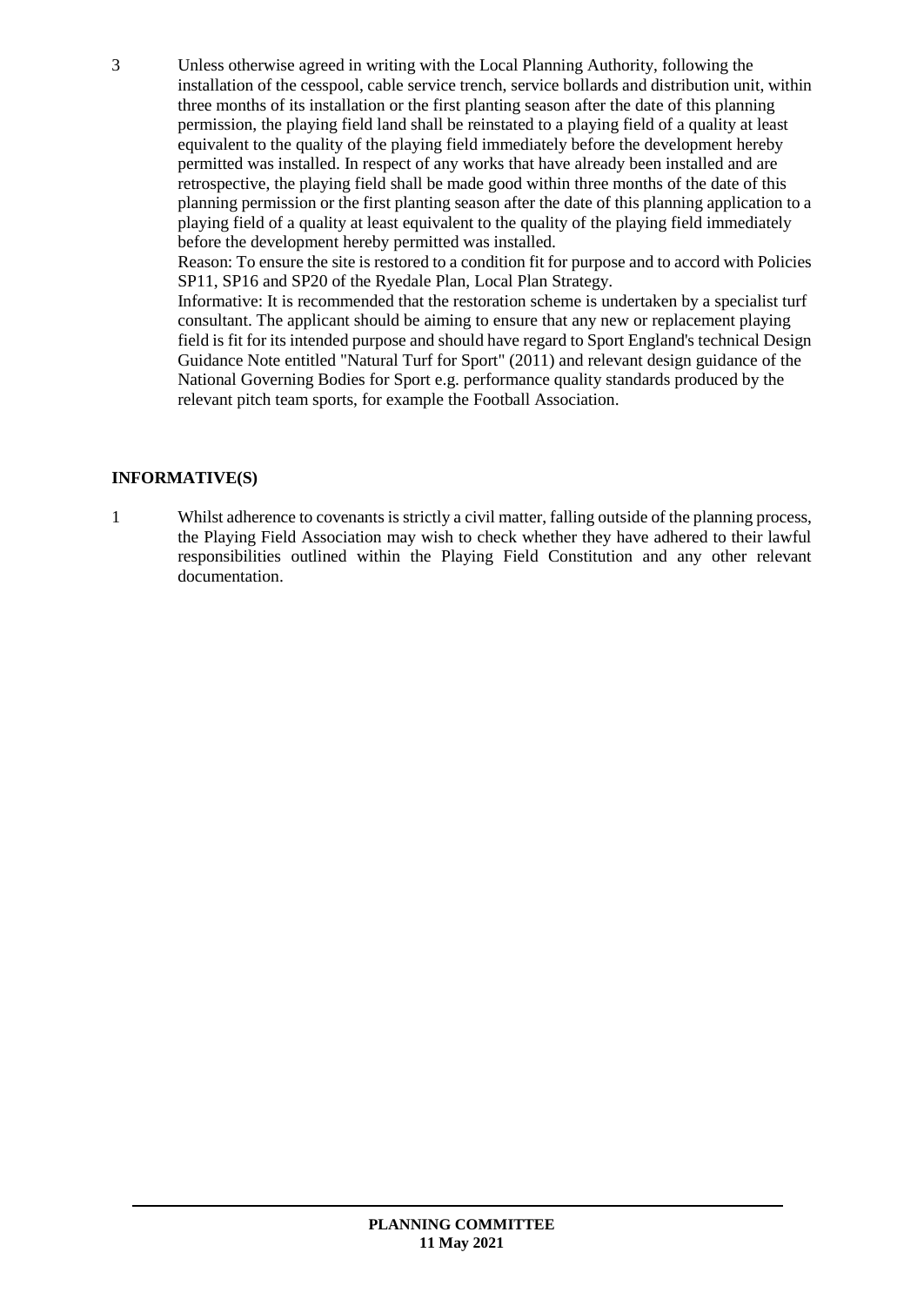3 Unless otherwise agreed in writing with the Local Planning Authority, following the installation of the cesspool, cable service trench, service bollards and distribution unit, within three months of its installation or the first planting season after the date of this planning permission, the playing field land shall be reinstated to a playing field of a quality at least equivalent to the quality of the playing field immediately before the development hereby permitted was installed. In respect of any works that have already been installed and are retrospective, the playing field shall be made good within three months of the date of this planning permission or the first planting season after the date of this planning application to a playing field of a quality at least equivalent to the quality of the playing field immediately before the development hereby permitted was installed.

Reason: To ensure the site is restored to a condition fit for purpose and to accord with Policies SP11, SP16 and SP20 of the Ryedale Plan, Local Plan Strategy.

Informative: It is recommended that the restoration scheme is undertaken by a specialist turf consultant. The applicant should be aiming to ensure that any new or replacement playing field is fit for its intended purpose and should have regard to Sport England's technical Design Guidance Note entitled "Natural Turf for Sport" (2011) and relevant design guidance of the National Governing Bodies for Sport e.g. performance quality standards produced by the relevant pitch team sports, for example the Football Association.

**INFORMATIVE(S)**

1 Whilst adherence to covenants is strictly a civil matter, falling outside of the planning process, the Playing Field Association may wish to check whether they have adhered to their lawful responsibilities outlined within the Playing Field Constitution and any other relevant documentation.